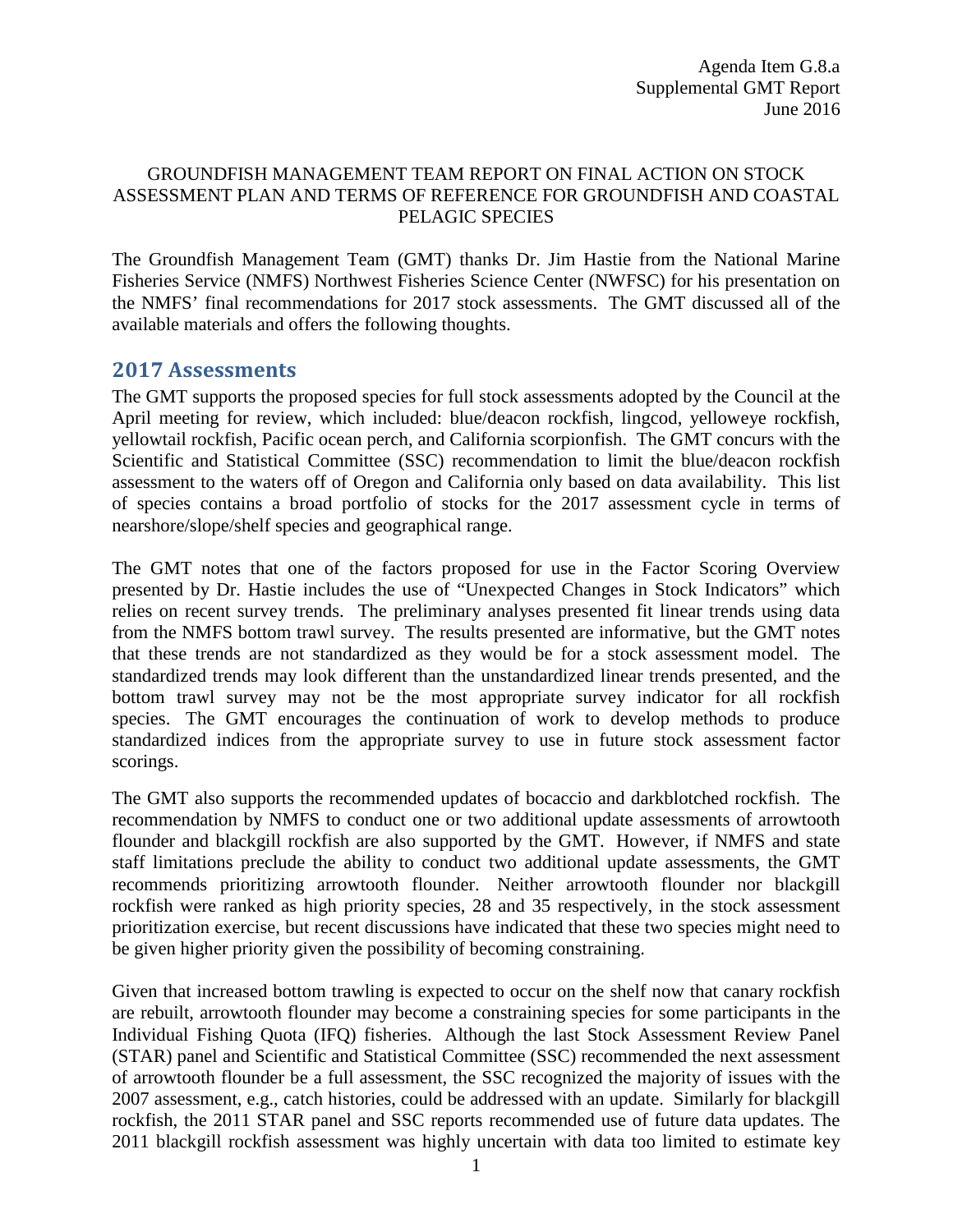Agenda Item G.8.a
Supplemental GMT Report
June 2016

GROUNDFISH MANAGEMENT TEAM REPORT ON FINAL ACTION ON STOCK ASSESSMENT PLAN AND TERMS OF REFERENCE FOR GROUNDFISH AND COASTAL PELAGIC SPECIES

The Groundfish Management Team (GMT) thanks Dr. Jim Hastie from the National Marine Fisheries Service (NMFS) Northwest Fisheries Science Center (NWFSC) for his presentation on the NMFS' final recommendations for 2017 stock assessments. The GMT discussed all of the available materials and offers the following thoughts.

## 2017 Assessments

The GMT supports the proposed species for full stock assessments adopted by the Council at the April meeting for review, which included: blue/deacon rockfish, lingcod, yelloweye rockfish, yellowtail rockfish, Pacific ocean perch, and California scorpionfish. The GMT concurs with the Scientific and Statistical Committee (SSC) recommendation to limit the blue/deacon rockfish assessment to the waters off of Oregon and California only based on data availability. This list of species contains a broad portfolio of stocks for the 2017 assessment cycle in terms of nearshore/slope/shelf species and geographical range.

The GMT notes that one of the factors proposed for use in the Factor Scoring Overview presented by Dr. Hastie includes the use of "Unexpected Changes in Stock Indicators" which relies on recent survey trends. The preliminary analyses presented fit linear trends using data from the NMFS bottom trawl survey. The results presented are informative, but the GMT notes that these trends are not standardized as they would be for a stock assessment model. The standardized trends may look different than the unstandardized linear trends presented, and the bottom trawl survey may not be the most appropriate survey indicator for all rockfish species. The GMT encourages the continuation of work to develop methods to produce standardized indices from the appropriate survey to use in future stock assessment factor scorings.

The GMT also supports the recommended updates of bocaccio and darkblotched rockfish. The recommendation by NMFS to conduct one or two additional update assessments of arrowtooth flounder and blackgill rockfish are also supported by the GMT. However, if NMFS and state staff limitations preclude the ability to conduct two additional update assessments, the GMT recommends prioritizing arrowtooth flounder. Neither arrowtooth flounder nor blackgill rockfish were ranked as high priority species, 28 and 35 respectively, in the stock assessment prioritization exercise, but recent discussions have indicated that these two species might need to be given higher priority given the possibility of becoming constraining.

Given that increased bottom trawling is expected to occur on the shelf now that canary rockfish are rebuilt, arrowtooth flounder may become a constraining species for some participants in the Individual Fishing Quota (IFQ) fisheries. Although the last Stock Assessment Review Panel (STAR) panel and Scientific and Statistical Committee (SSC) recommended the next assessment of arrowtooth flounder be a full assessment, the SSC recognized the majority of issues with the 2007 assessment, e.g., catch histories, could be addressed with an update. Similarly for blackgill rockfish, the 2011 STAR panel and SSC reports recommended use of future data updates. The 2011 blackgill rockfish assessment was highly uncertain with data too limited to estimate key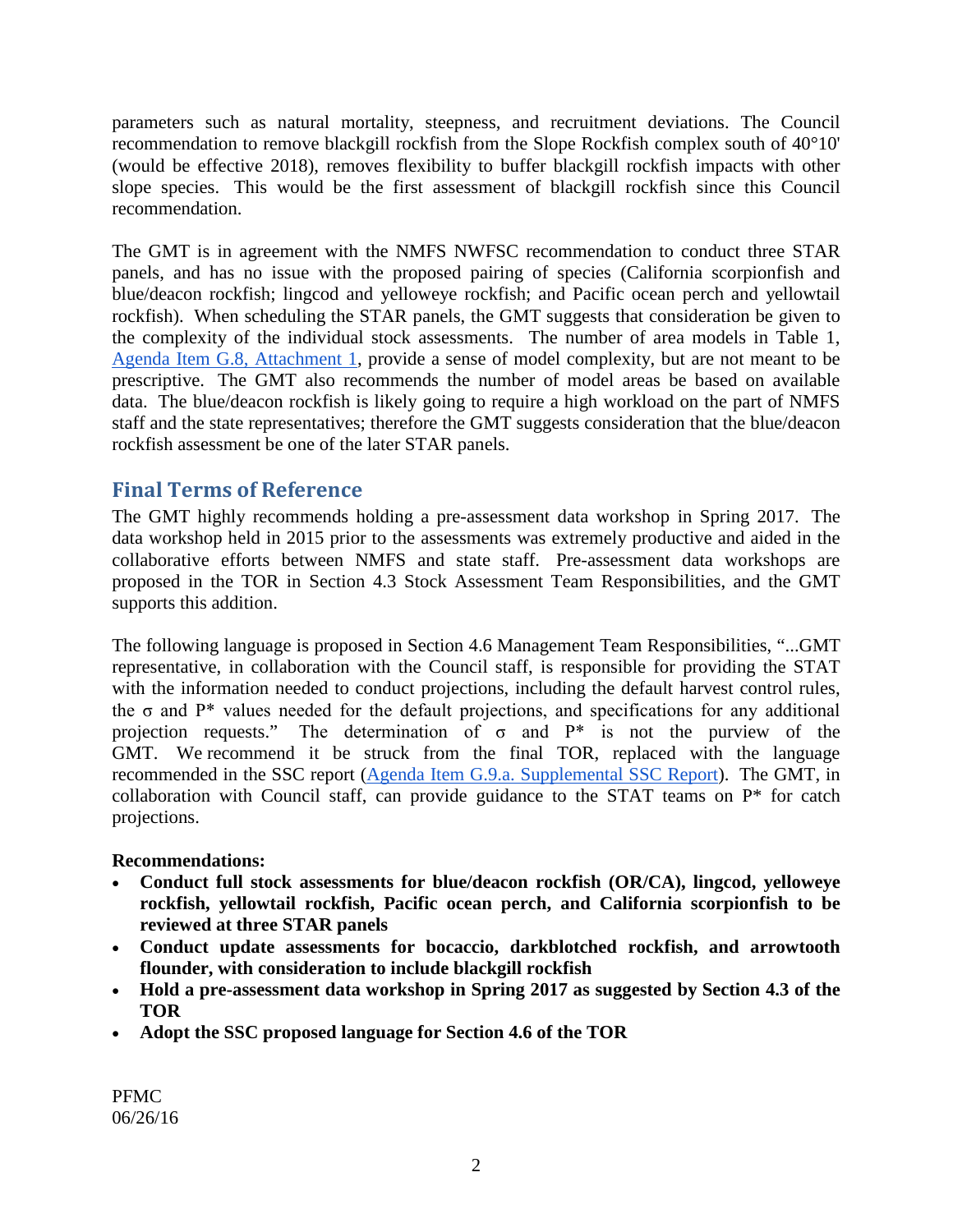parameters such as natural mortality, steepness, and recruitment deviations. The Council recommendation to remove blackgill rockfish from the Slope Rockfish complex south of 40°10' (would be effective 2018), removes flexibility to buffer blackgill rockfish impacts with other slope species. This would be the first assessment of blackgill rockfish since this Council recommendation.

The GMT is in agreement with the NMFS NWFSC recommendation to conduct three STAR panels, and has no issue with the proposed pairing of species (California scorpionfish and blue/deacon rockfish; lingcod and yelloweye rockfish; and Pacific ocean perch and yellowtail rockfish). When scheduling the STAR panels, the GMT suggests that consideration be given to the complexity of the individual stock assessments. The number of area models in Table 1, [Agenda Item G.8, Attachment 1](), provide a sense of model complexity, but are not meant to be prescriptive. The GMT also recommends the number of model areas be based on available data. The blue/deacon rockfish is likely going to require a high workload on the part of NMFS staff and the state representatives; therefore the GMT suggests consideration that the blue/deacon rockfish assessment be one of the later STAR panels.

## Final Terms of Reference

The GMT highly recommends holding a pre-assessment data workshop in Spring 2017. The data workshop held in 2015 prior to the assessments was extremely productive and aided in the collaborative efforts between NMFS and state staff. Pre-assessment data workshops are proposed in the TOR in Section 4.3 Stock Assessment Team Responsibilities, and the GMT supports this addition.

The following language is proposed in Section 4.6 Management Team Responsibilities, "...GMT representative, in collaboration with the Council staff, is responsible for providing the STAT with the information needed to conduct projections, including the default harvest control rules, the σ and P* values needed for the default projections, and specifications for any additional projection requests." The determination of σ and P* is not the purview of the GMT. We recommend it be struck from the final TOR, replaced with the language recommended in the SSC report ([Agenda Item G.9.a. Supplemental SSC Report]()). The GMT, in collaboration with Council staff, can provide guidance to the STAT teams on P* for catch projections.

**Recommendations:**

- **Conduct full stock assessments for blue/deacon rockfish (OR/CA), lingcod, yelloweye rockfish, yellowtail rockfish, Pacific ocean perch, and California scorpionfish to be reviewed at three STAR panels**
- **Conduct update assessments for bocaccio, darkblotched rockfish, and arrowtooth flounder, with consideration to include blackgill rockfish**
- **Hold a pre-assessment data workshop in Spring 2017 as suggested by Section 4.3 of the TOR**
- **Adopt the SSC proposed language for Section 4.6 of the TOR**

PFMC
06/26/16